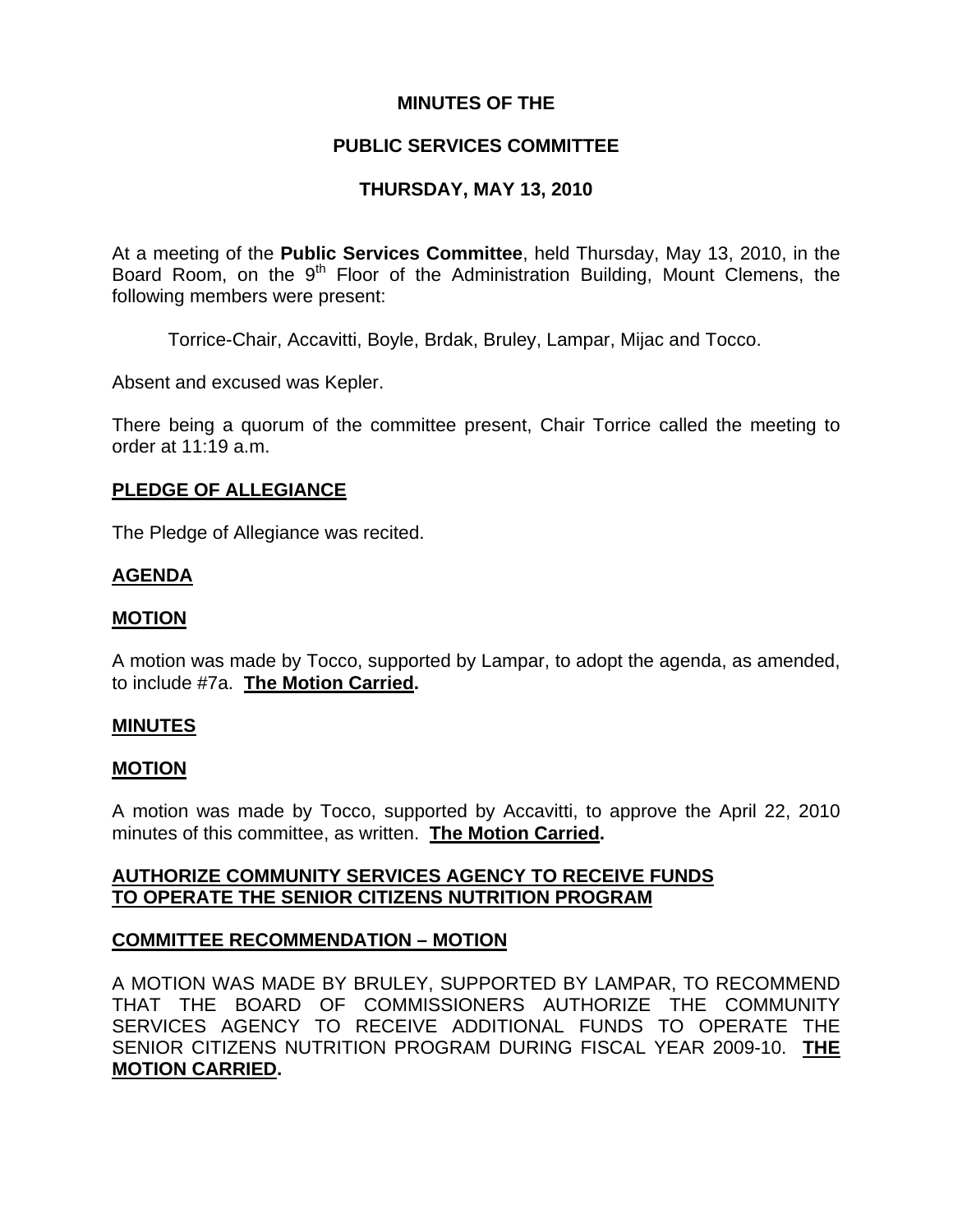**MINUTES OF THE**

**PUBLIC SERVICES COMMITTEE**

**THURSDAY, MAY 13, 2010**

At a meeting of the **Public Services Committee**, held Thursday, May 13, 2010, in the Board Room, on the 9th Floor of the Administration Building, Mount Clemens, the following members were present:

Torrice-Chair, Accavitti, Boyle, Brdak, Bruley, Lampar, Mijac and Tocco.

Absent and excused was Kepler.

There being a quorum of the committee present, Chair Torrice called the meeting to order at 11:19 a.m.

**PLEDGE OF ALLEGIANCE**

The Pledge of Allegiance was recited.

**AGENDA**

**MOTION**

A motion was made by Tocco, supported by Lampar, to adopt the agenda, as amended, to include #7a. **The Motion Carried.**

**MINUTES**

**MOTION**

A motion was made by Tocco, supported by Accavitti, to approve the April 22, 2010 minutes of this committee, as written. **The Motion Carried.**

**AUTHORIZE COMMUNITY SERVICES AGENCY TO RECEIVE FUNDS TO OPERATE THE SENIOR CITIZENS NUTRITION PROGRAM**

**COMMITTEE RECOMMENDATION – MOTION**

A MOTION WAS MADE BY BRULEY, SUPPORTED BY LAMPAR, TO RECOMMEND THAT THE BOARD OF COMMISSIONERS AUTHORIZE THE COMMUNITY SERVICES AGENCY TO RECEIVE ADDITIONAL FUNDS TO OPERATE THE SENIOR CITIZENS NUTRITION PROGRAM DURING FISCAL YEAR 2009-10. **THE MOTION CARRIED.**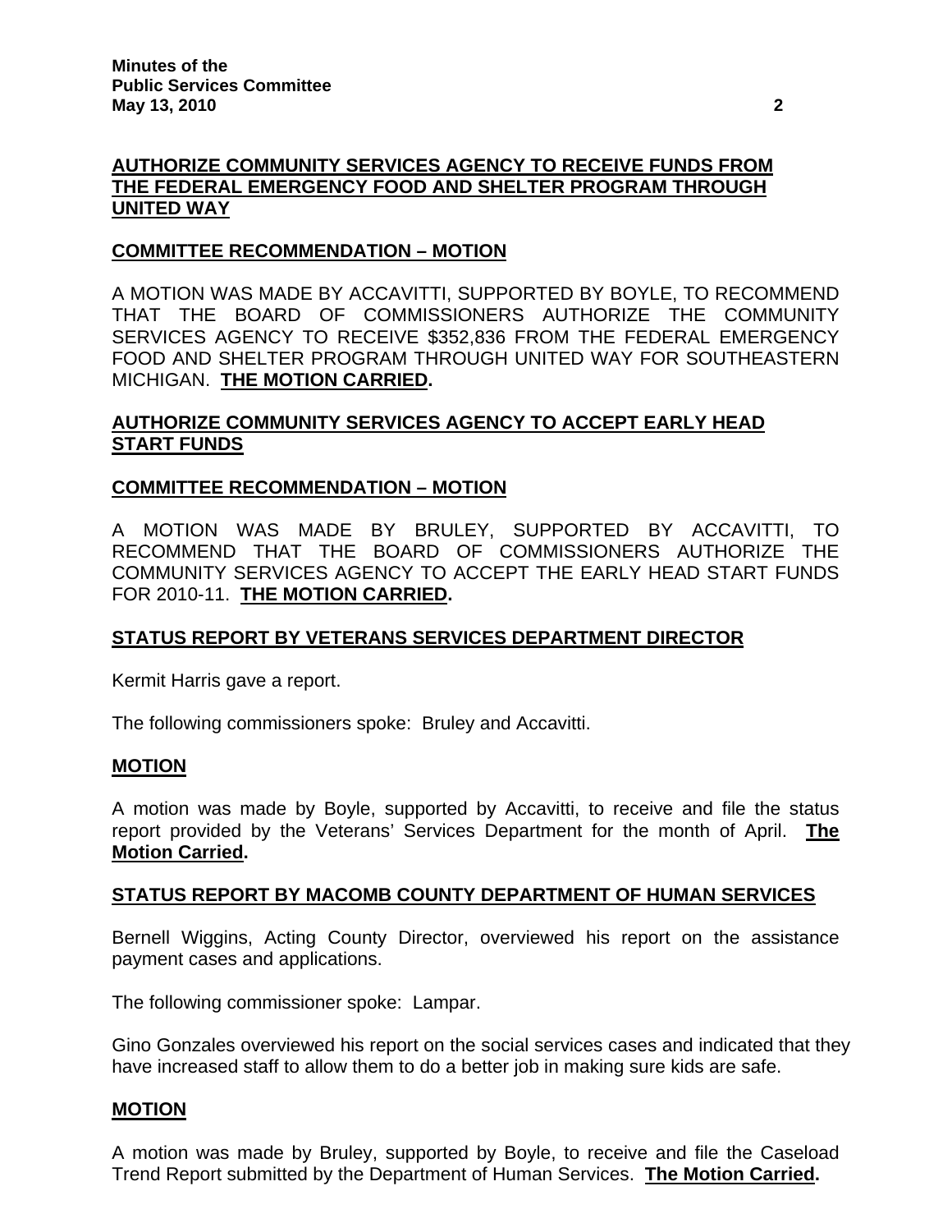## AUTHORIZE COMMUNITY SERVICES AGENCY TO RECEIVE FUNDS FROM THE FEDERAL EMERGENCY FOOD AND SHELTER PROGRAM THROUGH UNITED WAY

### COMMITTEE RECOMMENDATION – MOTION

A MOTION WAS MADE BY ACCAVITTI, SUPPORTED BY BOYLE, TO RECOMMEND THAT THE BOARD OF COMMISSIONERS AUTHORIZE THE COMMUNITY SERVICES AGENCY TO RECEIVE $352,836 FROM THE FEDERAL EMERGENCY FOOD AND SHELTER PROGRAM THROUGH UNITED WAY FOR SOUTHEASTERN MICHIGAN. **THE MOTION CARRIED.**

## AUTHORIZE COMMUNITY SERVICES AGENCY TO ACCEPT EARLY HEAD START FUNDS

### COMMITTEE RECOMMENDATION – MOTION

A MOTION WAS MADE BY BRULEY, SUPPORTED BY ACCAVITTI, TO RECOMMEND THAT THE BOARD OF COMMISSIONERS AUTHORIZE THE COMMUNITY SERVICES AGENCY TO ACCEPT THE EARLY HEAD START FUNDS FOR 2010-11. **THE MOTION CARRIED.**

## STATUS REPORT BY VETERANS SERVICES DEPARTMENT DIRECTOR

Kermit Harris gave a report.

The following commissioners spoke: Bruley and Accavitti.

### MOTION

A motion was made by Boyle, supported by Accavitti, to receive and file the status report provided by the Veterans' Services Department for the month of April. **The Motion Carried.**

## STATUS REPORT BY MACOMB COUNTY DEPARTMENT OF HUMAN SERVICES

Bernell Wiggins, Acting County Director, overviewed his report on the assistance payment cases and applications.

The following commissioner spoke: Lampar.

Gino Gonzales overviewed his report on the social services cases and indicated that they have increased staff to allow them to do a better job in making sure kids are safe.

### MOTION

A motion was made by Bruley, supported by Boyle, to receive and file the Caseload Trend Report submitted by the Department of Human Services. **The Motion Carried.**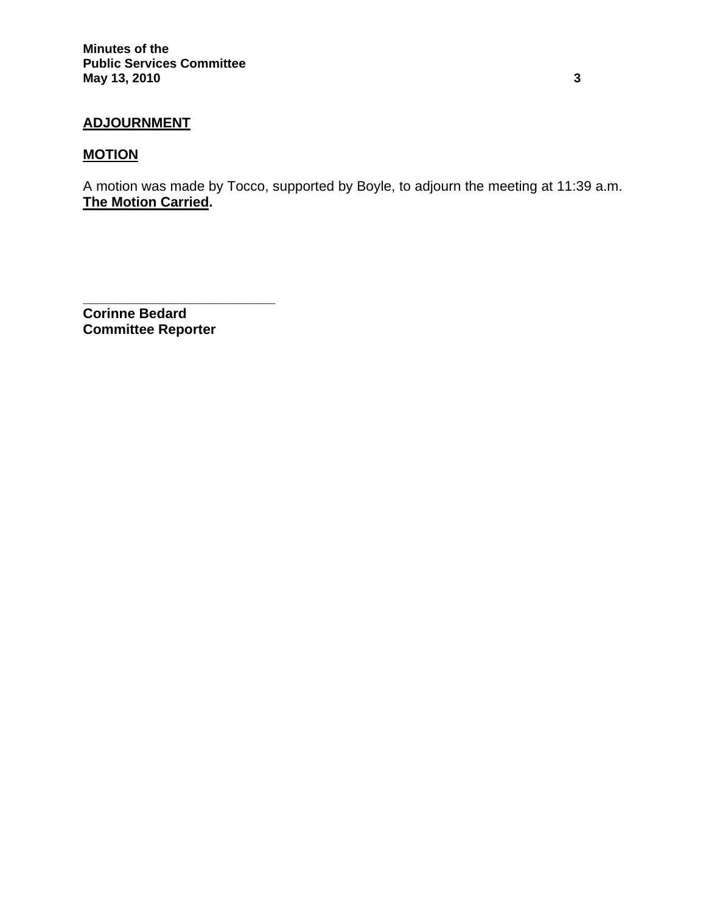## ADJOURNMENT

### MOTION

A motion was made by Tocco, supported by Boyle, to adjourn the meeting at 11:39 a.m. **The Motion Carried.**

\_\_\_\_\_\_\_\_\_\_\_\_\_\_\_\_\_\_\_\_\_\_\_\_\_\_

**Corinne Bedard**
**Committee Reporter**